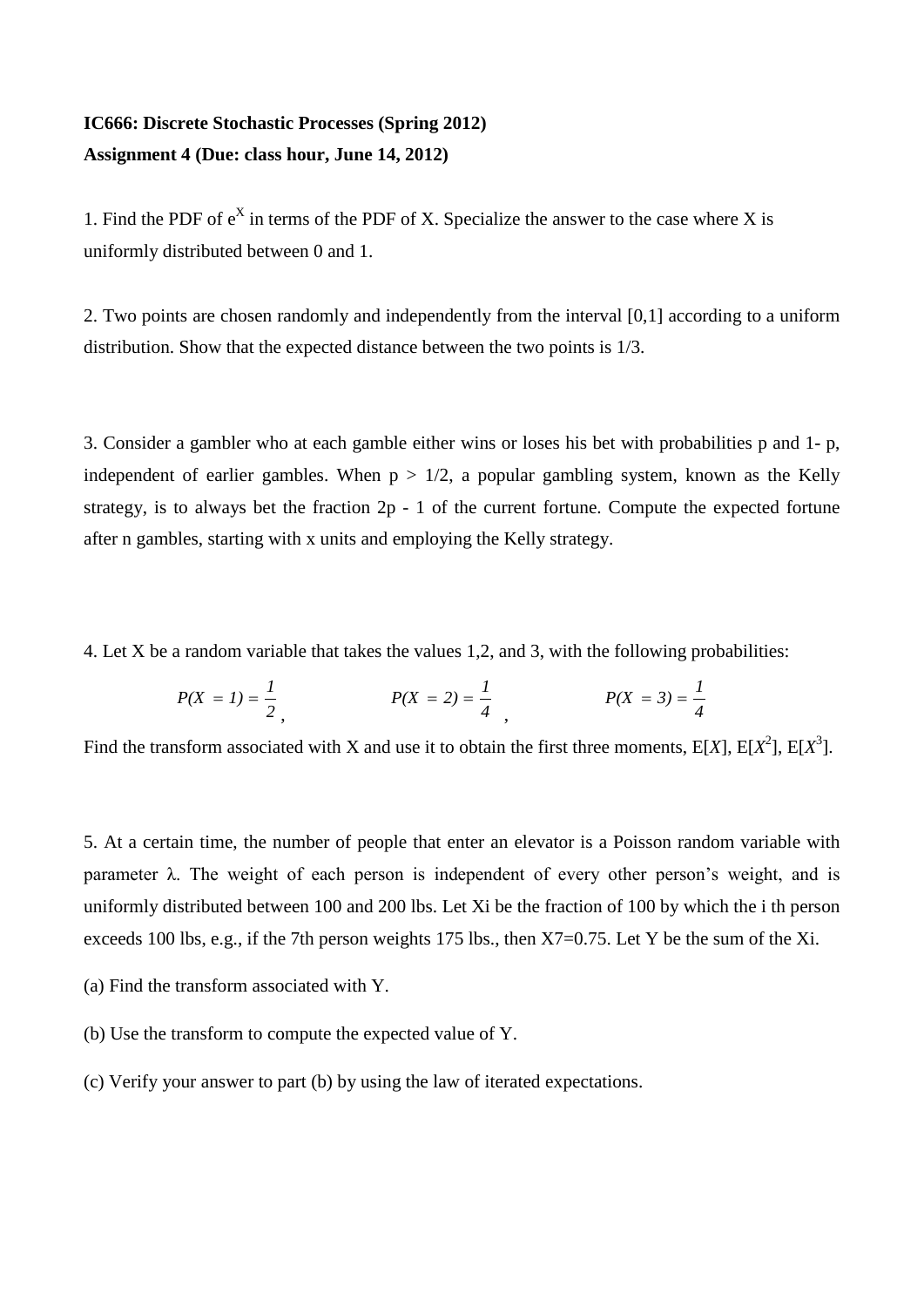**IC666: Discrete Stochastic Processes (Spring 2012)**
**Assignment 4 (Due: class hour, June 14, 2012)**

1. Find the PDF of $e^X$ in terms of the PDF of X. Specialize the answer to the case where X is uniformly distributed between 0 and 1.

2. Two points are chosen randomly and independently from the interval [0,1] according to a uniform distribution. Show that the expected distance between the two points is 1/3.

3. Consider a gambler who at each gamble either wins or loses his bet with probabilities p and 1- p, independent of earlier gambles. When $p > 1/2$, a popular gambling system, known as the Kelly strategy, is to always bet the fraction $2p - 1$ of the current fortune. Compute the expected fortune after n gambles, starting with x units and employing the Kelly strategy.

4. Let X be a random variable that takes the values 1,2, and 3, with the following probabilities:

$$P(X = 1) = \frac{1}{2}, \qquad P(X = 2) = \frac{1}{4}, \qquad P(X = 3) = \frac{1}{4}$$

Find the transform associated with X and use it to obtain the first three moments, $E[X]$, $E[X^2]$, $E[X^3]$.

5. At a certain time, the number of people that enter an elevator is a Poisson random variable with parameter $\lambda$. The weight of each person is independent of every other person's weight, and is uniformly distributed between 100 and 200 lbs. Let $X_i$ be the fraction of 100 by which the i th person exceeds 100 lbs, e.g., if the 7th person weights 175 lbs., then $X_7=0.75$. Let Y be the sum of the $X_i$.

(a) Find the transform associated with Y.

(b) Use the transform to compute the expected value of Y.

(c) Verify your answer to part (b) by using the law of iterated expectations.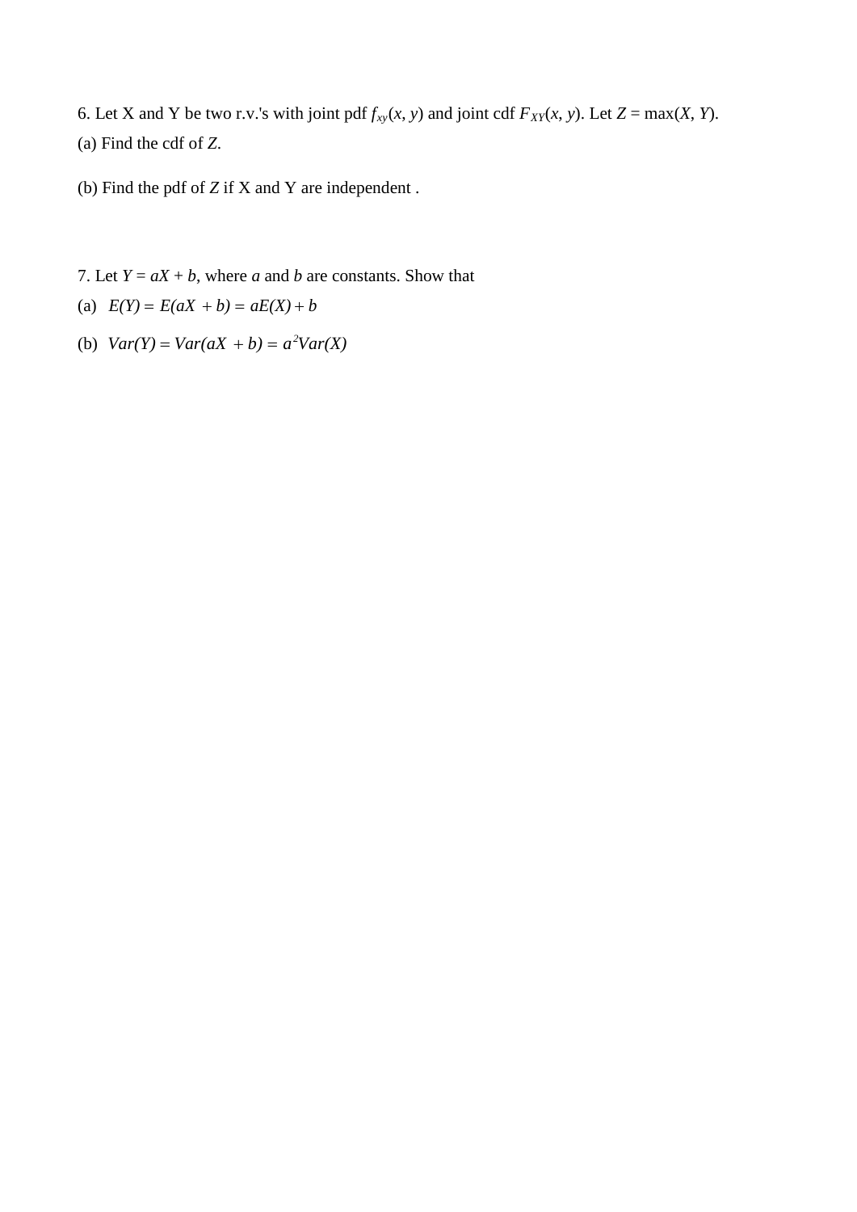6. Let X and Y be two r.v.'s with joint pdf $f_{xy}(x, y)$ and joint cdf $F_{XY}(x, y)$. Let $Z = \max(X, Y)$.

(a) Find the cdf of $Z$.

(b) Find the pdf of $Z$ if X and Y are independent .

7. Let $Y = aX + b$, where $a$ and $b$ are constants. Show that

(a) $E(Y) = E(aX + b) = aE(X) + b$

(b) $Var(Y) = Var(aX + b) = a^2 Var(X)$